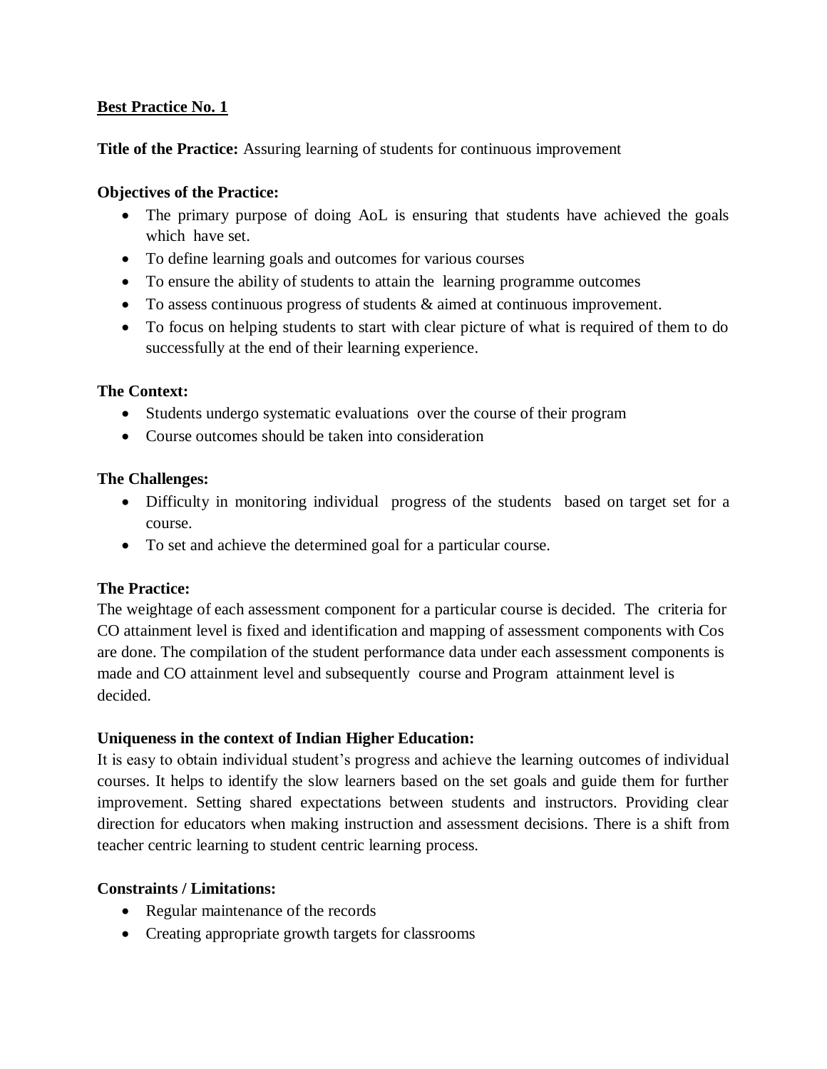**Best Practice No. 1**

**Title of the Practice:** Assuring learning of students for continuous improvement

**Objectives of the Practice:**

- The primary purpose of doing AoL is ensuring that students have achieved the goals which have set.
- To define learning goals and outcomes for various courses
- To ensure the ability of students to attain the learning programme outcomes
- To assess continuous progress of students & aimed at continuous improvement.
- To focus on helping students to start with clear picture of what is required of them to do successfully at the end of their learning experience.

**The Context:**

- Students undergo systematic evaluations over the course of their program
- Course outcomes should be taken into consideration

**The Challenges:**

- Difficulty in monitoring individual progress of the students based on target set for a course.
- To set and achieve the determined goal for a particular course.

**The Practice:**

The weightage of each assessment component for a particular course is decided. The criteria for CO attainment level is fixed and identification and mapping of assessment components with Cos are done. The compilation of the student performance data under each assessment components is made and CO attainment level and subsequently course and Program attainment level is decided.

**Uniqueness in the context of Indian Higher Education:**

It is easy to obtain individual student's progress and achieve the learning outcomes of individual courses. It helps to identify the slow learners based on the set goals and guide them for further improvement. Setting shared expectations between students and instructors. Providing clear direction for educators when making instruction and assessment decisions. There is a shift from teacher centric learning to student centric learning process.

**Constraints / Limitations:**

- Regular maintenance of the records
- Creating appropriate growth targets for classrooms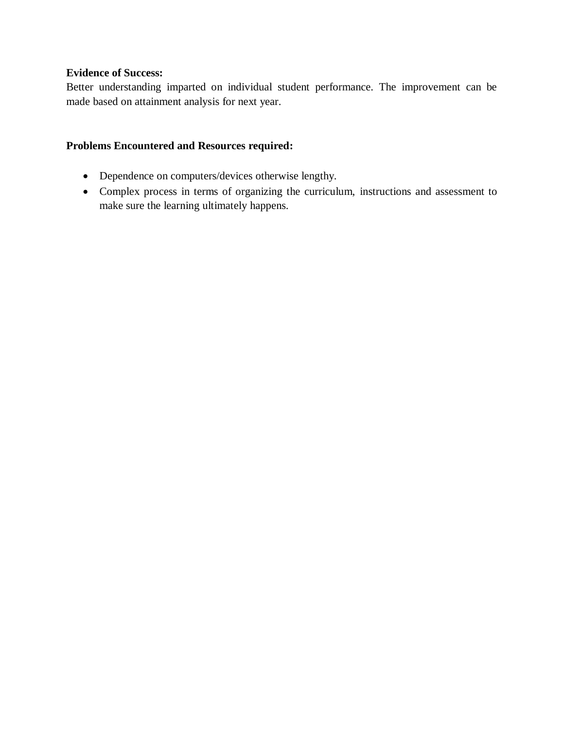**Evidence of Success:**

Better understanding imparted on individual student performance. The improvement can be made based on attainment analysis for next year.

**Problems Encountered and Resources required:**

- Dependence on computers/devices otherwise lengthy.
- Complex process in terms of organizing the curriculum, instructions and assessment to make sure the learning ultimately happens.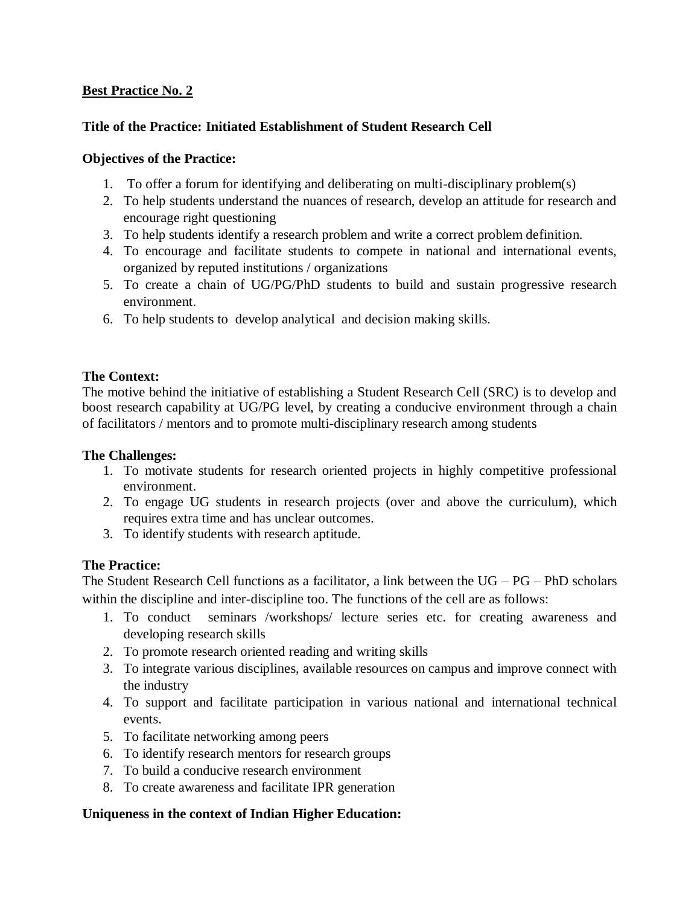**Best Practice No. 2**

**Title of the Practice: Initiated Establishment of Student Research Cell**

**Objectives of the Practice:**

1. To offer a forum for identifying and deliberating on multi-disciplinary problem(s)
2. To help students understand the nuances of research, develop an attitude for research and encourage right questioning
3. To help students identify a research problem and write a correct problem definition.
4. To encourage and facilitate students to compete in national and international events, organized by reputed institutions / organizations
5. To create a chain of UG/PG/PhD students to build and sustain progressive research environment.
6. To help students to develop analytical and decision making skills.

**The Context:**

The motive behind the initiative of establishing a Student Research Cell (SRC) is to develop and boost research capability at UG/PG level, by creating a conducive environment through a chain of facilitators / mentors and to promote multi-disciplinary research among students

**The Challenges:**

1. To motivate students for research oriented projects in highly competitive professional environment.
2. To engage UG students in research projects (over and above the curriculum), which requires extra time and has unclear outcomes.
3. To identify students with research aptitude.

**The Practice:**

The Student Research Cell functions as a facilitator, a link between the UG – PG – PhD scholars within the discipline and inter-discipline too. The functions of the cell are as follows:

1. To conduct seminars /workshops/ lecture series etc. for creating awareness and developing research skills
2. To promote research oriented reading and writing skills
3. To integrate various disciplines, available resources on campus and improve connect with the industry
4. To support and facilitate participation in various national and international technical events.
5. To facilitate networking among peers
6. To identify research mentors for research groups
7. To build a conducive research environment
8. To create awareness and facilitate IPR generation

**Uniqueness in the context of Indian Higher Education:**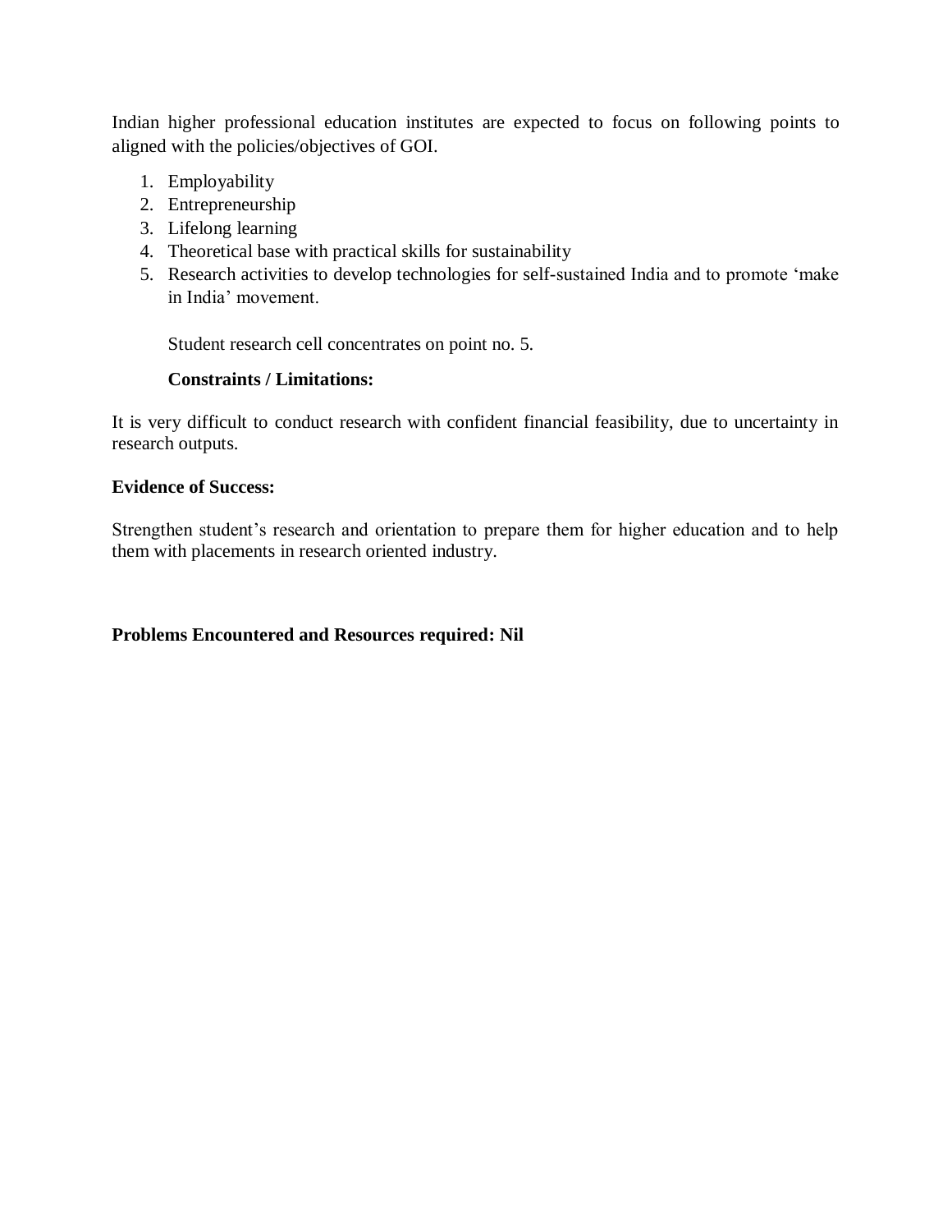Indian higher professional education institutes are expected to focus on following points to aligned with the policies/objectives of GOI.

1. Employability
2. Entrepreneurship
3. Lifelong learning
4. Theoretical base with practical skills for sustainability
5. Research activities to develop technologies for self-sustained India and to promote 'make in India' movement.

Student research cell concentrates on point no. 5.

**Constraints / Limitations:**

It is very difficult to conduct research with confident financial feasibility, due to uncertainty in research outputs.

**Evidence of Success:**

Strengthen student's research and orientation to prepare them for higher education and to help them with placements in research oriented industry.

**Problems Encountered and Resources required: Nil**